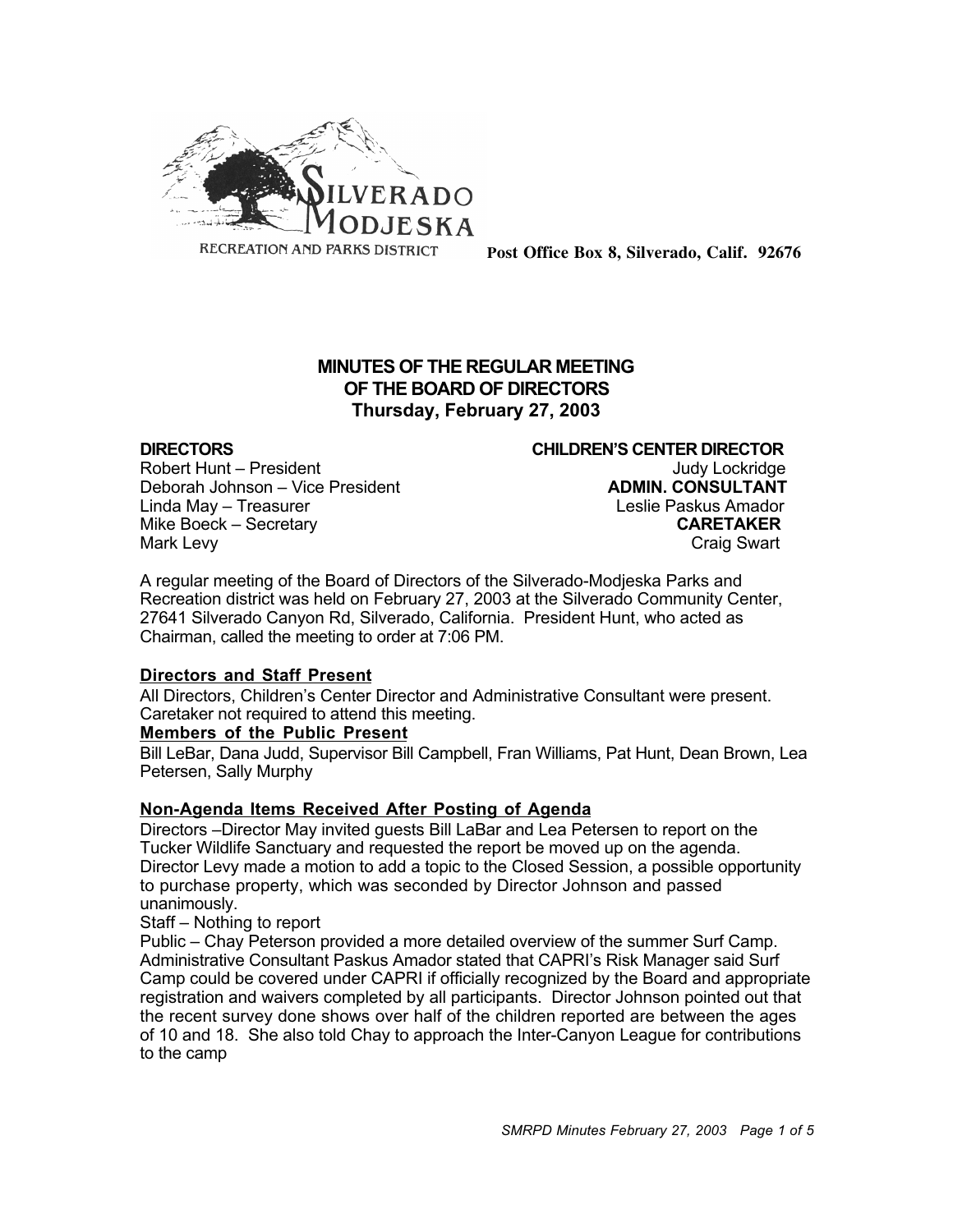SILVERADO MODJESKA

RECREATION AND PARKS DISTRICT

**Post Office Box 8, Silverado, Calif. 92676**

# MINUTES OF THE REGULAR MEETING OF THE BOARD OF DIRECTORS
## Thursday, February 27, 2003

**DIRECTORS**
Robert Hunt – President
Deborah Johnson – Vice President
Linda May – Treasurer
Mike Boeck – Secretary
Mark Levy

**CHILDREN'S CENTER DIRECTOR**
Judy Lockridge
**ADMIN. CONSULTANT**
Leslie Paskus Amador
**CARETAKER**
Craig Swart

A regular meeting of the Board of Directors of the Silverado-Modjeska Parks and Recreation district was held on February 27, 2003 at the Silverado Community Center, 27641 Silverado Canyon Rd, Silverado, California. President Hunt, who acted as Chairman, called the meeting to order at 7:06 PM.

**Directors and Staff Present**
All Directors, Children's Center Director and Administrative Consultant were present. Caretaker not required to attend this meeting.

**Members of the Public Present**
Bill LeBar, Dana Judd, Supervisor Bill Campbell, Fran Williams, Pat Hunt, Dean Brown, Lea Petersen, Sally Murphy

**Non-Agenda Items Received After Posting of Agenda**
Directors –Director May invited guests Bill LaBar and Lea Petersen to report on the Tucker Wildlife Sanctuary and requested the report be moved up on the agenda. Director Levy made a motion to add a topic to the Closed Session, a possible opportunity to purchase property, which was seconded by Director Johnson and passed unanimously.
Staff – Nothing to report
Public – Chay Peterson provided a more detailed overview of the summer Surf Camp. Administrative Consultant Paskus Amador stated that CAPRI's Risk Manager said Surf Camp could be covered under CAPRI if officially recognized by the Board and appropriate registration and waivers completed by all participants. Director Johnson pointed out that the recent survey done shows over half of the children reported are between the ages of 10 and 18. She also told Chay to approach the Inter-Canyon League for contributions to the camp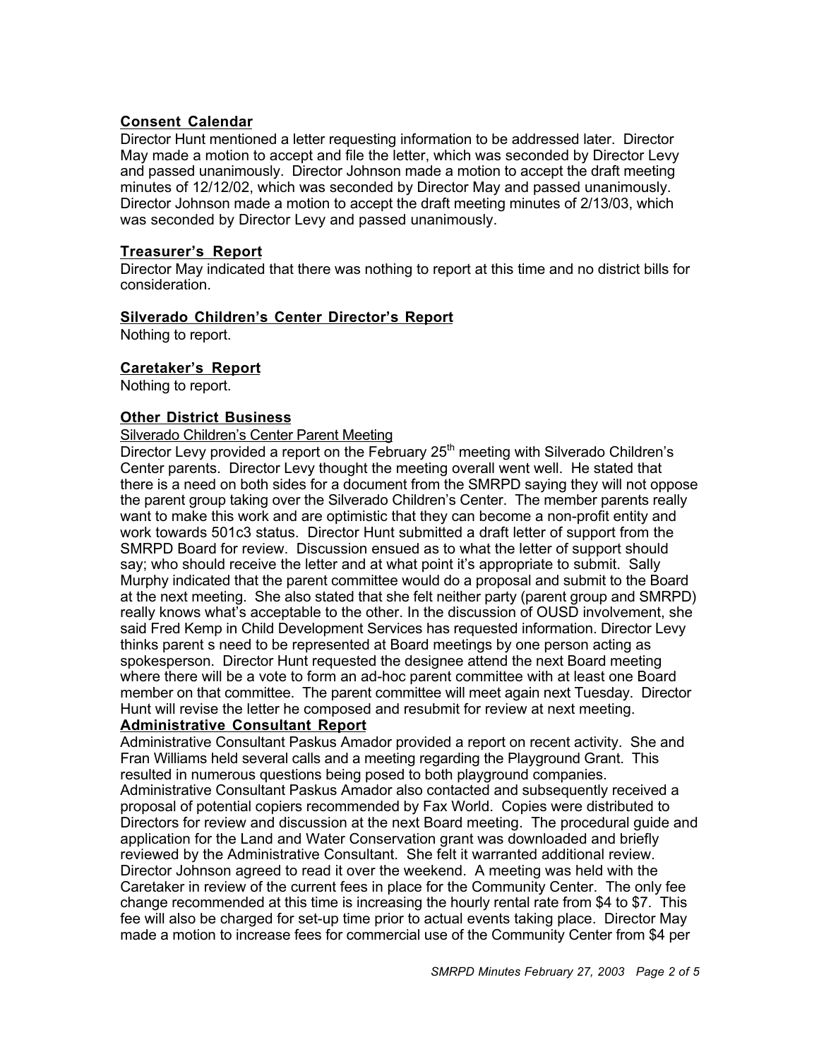**Consent Calendar**

Director Hunt mentioned a letter requesting information to be addressed later. Director May made a motion to accept and file the letter, which was seconded by Director Levy and passed unanimously. Director Johnson made a motion to accept the draft meeting minutes of 12/12/02, which was seconded by Director May and passed unanimously. Director Johnson made a motion to accept the draft meeting minutes of 2/13/03, which was seconded by Director Levy and passed unanimously.

**Treasurer's Report**

Director May indicated that there was nothing to report at this time and no district bills for consideration.

**Silverado Children's Center Director's Report**

Nothing to report.

**Caretaker's Report**

Nothing to report.

**Other District Business**

Silverado Children's Center Parent Meeting

Director Levy provided a report on the February 25th meeting with Silverado Children's Center parents. Director Levy thought the meeting overall went well. He stated that there is a need on both sides for a document from the SMRPD saying they will not oppose the parent group taking over the Silverado Children's Center. The member parents really want to make this work and are optimistic that they can become a non-profit entity and work towards 501c3 status. Director Hunt submitted a draft letter of support from the SMRPD Board for review. Discussion ensued as to what the letter of support should say; who should receive the letter and at what point it's appropriate to submit. Sally Murphy indicated that the parent committee would do a proposal and submit to the Board at the next meeting. She also stated that she felt neither party (parent group and SMRPD) really knows what's acceptable to the other. In the discussion of OUSD involvement, she said Fred Kemp in Child Development Services has requested information. Director Levy thinks parent s need to be represented at Board meetings by one person acting as spokesperson. Director Hunt requested the designee attend the next Board meeting where there will be a vote to form an ad-hoc parent committee with at least one Board member on that committee. The parent committee will meet again next Tuesday. Director Hunt will revise the letter he composed and resubmit for review at next meeting.

**Administrative Consultant Report**

Administrative Consultant Paskus Amador provided a report on recent activity. She and Fran Williams held several calls and a meeting regarding the Playground Grant. This resulted in numerous questions being posed to both playground companies. Administrative Consultant Paskus Amador also contacted and subsequently received a proposal of potential copiers recommended by Fax World. Copies were distributed to Directors for review and discussion at the next Board meeting. The procedural guide and application for the Land and Water Conservation grant was downloaded and briefly reviewed by the Administrative Consultant. She felt it warranted additional review. Director Johnson agreed to read it over the weekend. A meeting was held with the Caretaker in review of the current fees in place for the Community Center. The only fee change recommended at this time is increasing the hourly rental rate from $4 to $7. This fee will also be charged for set-up time prior to actual events taking place. Director May made a motion to increase fees for commercial use of the Community Center from $4 per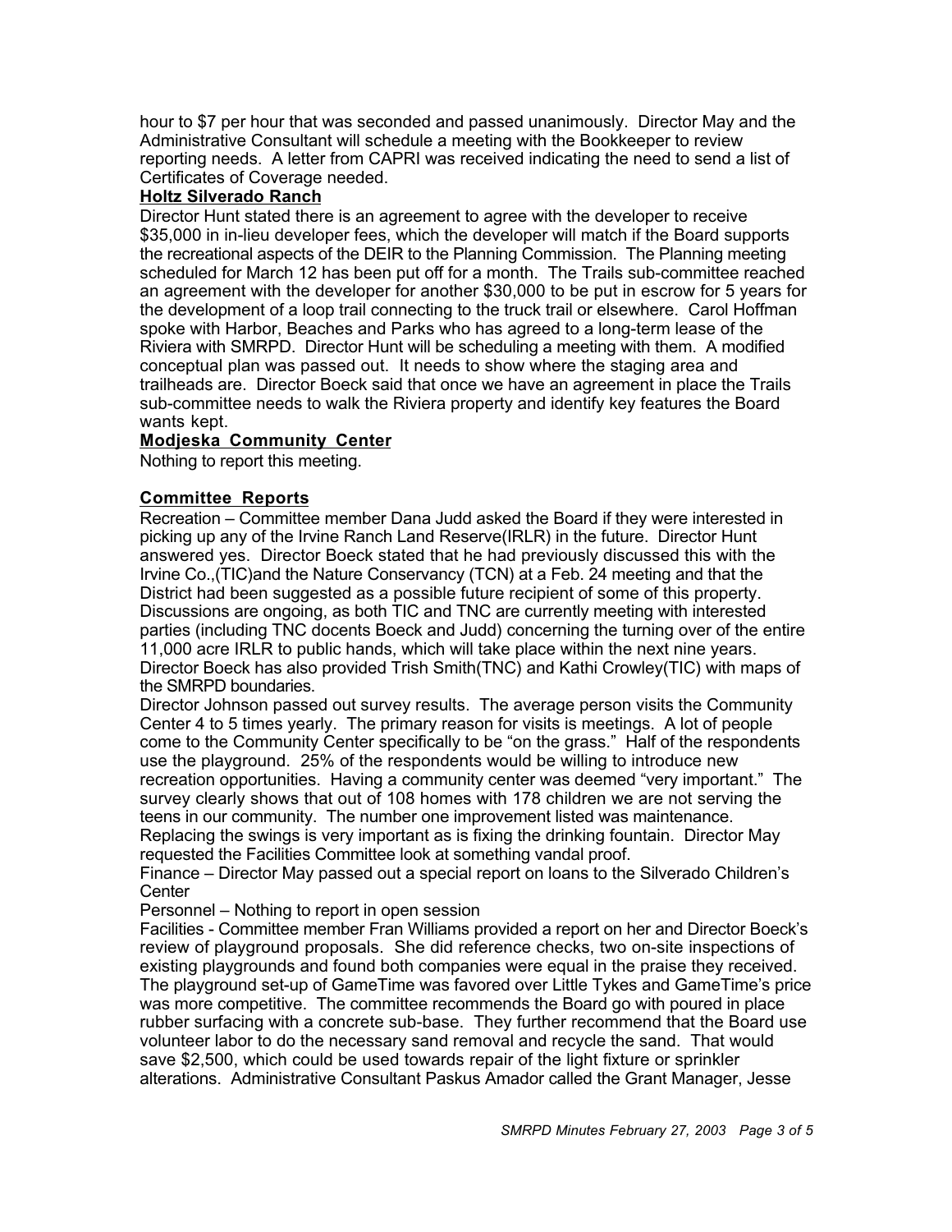hour to $7 per hour that was seconded and passed unanimously. Director May and the Administrative Consultant will schedule a meeting with the Bookkeeper to review reporting needs. A letter from CAPRI was received indicating the need to send a list of Certificates of Coverage needed.

**Holtz Silverado Ranch**

Director Hunt stated there is an agreement to agree with the developer to receive $35,000 in in-lieu developer fees, which the developer will match if the Board supports the recreational aspects of the DEIR to the Planning Commission. The Planning meeting scheduled for March 12 has been put off for a month. The Trails sub-committee reached an agreement with the developer for another $30,000 to be put in escrow for 5 years for the development of a loop trail connecting to the truck trail or elsewhere. Carol Hoffman spoke with Harbor, Beaches and Parks who has agreed to a long-term lease of the Riviera with SMRPD. Director Hunt will be scheduling a meeting with them. A modified conceptual plan was passed out. It needs to show where the staging area and trailheads are. Director Boeck said that once we have an agreement in place the Trails sub-committee needs to walk the Riviera property and identify key features the Board wants kept.

**Modjeska Community Center**

Nothing to report this meeting.

**Committee Reports**

Recreation – Committee member Dana Judd asked the Board if they were interested in picking up any of the Irvine Ranch Land Reserve(IRLR) in the future. Director Hunt answered yes. Director Boeck stated that he had previously discussed this with the Irvine Co.,(TIC)and the Nature Conservancy (TCN) at a Feb. 24 meeting and that the District had been suggested as a possible future recipient of some of this property. Discussions are ongoing, as both TIC and TNC are currently meeting with interested parties (including TNC docents Boeck and Judd) concerning the turning over of the entire 11,000 acre IRLR to public hands, which will take place within the next nine years. Director Boeck has also provided Trish Smith(TNC) and Kathi Crowley(TIC) with maps of the SMRPD boundaries.

Director Johnson passed out survey results. The average person visits the Community Center 4 to 5 times yearly. The primary reason for visits is meetings. A lot of people come to the Community Center specifically to be "on the grass." Half of the respondents use the playground. 25% of the respondents would be willing to introduce new recreation opportunities. Having a community center was deemed "very important." The survey clearly shows that out of 108 homes with 178 children we are not serving the teens in our community. The number one improvement listed was maintenance. Replacing the swings is very important as is fixing the drinking fountain. Director May requested the Facilities Committee look at something vandal proof.

Finance – Director May passed out a special report on loans to the Silverado Children's Center

Personnel – Nothing to report in open session

Facilities - Committee member Fran Williams provided a report on her and Director Boeck's review of playground proposals. She did reference checks, two on-site inspections of existing playgrounds and found both companies were equal in the praise they received. The playground set-up of GameTime was favored over Little Tykes and GameTime's price was more competitive. The committee recommends the Board go with poured in place rubber surfacing with a concrete sub-base. They further recommend that the Board use volunteer labor to do the necessary sand removal and recycle the sand. That would save $2,500, which could be used towards repair of the light fixture or sprinkler alterations. Administrative Consultant Paskus Amador called the Grant Manager, Jesse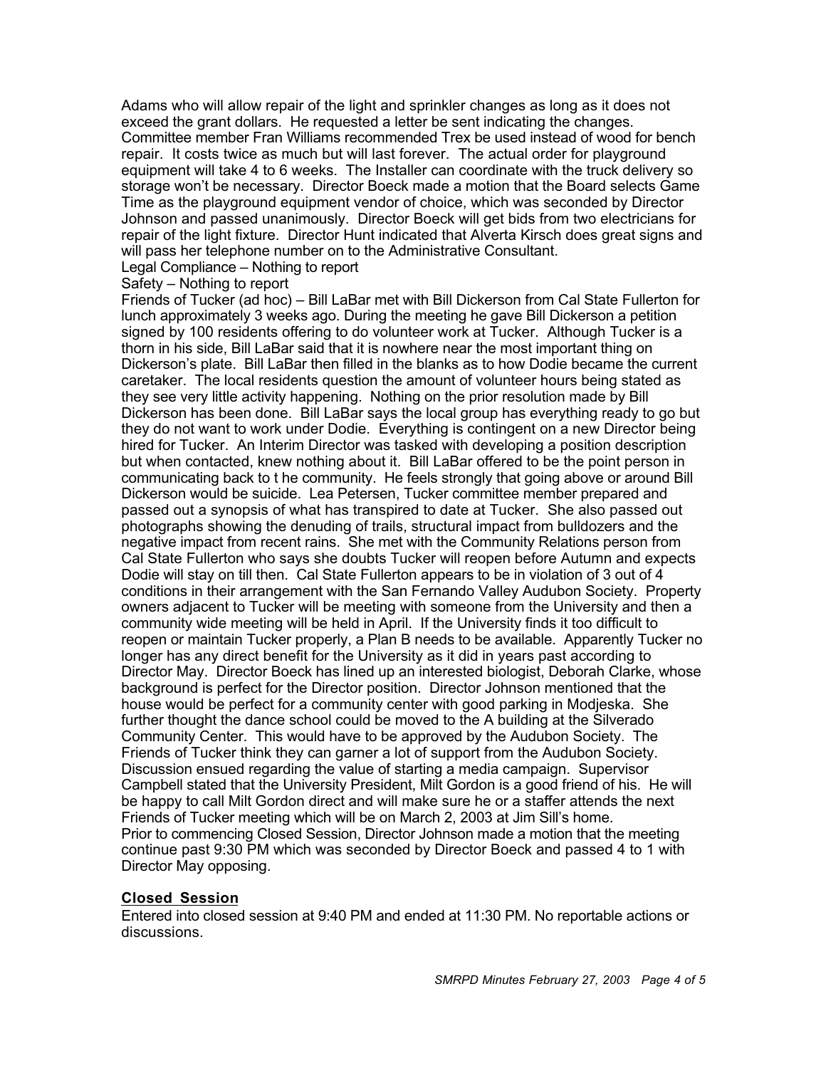Adams who will allow repair of the light and sprinkler changes as long as it does not exceed the grant dollars. He requested a letter be sent indicating the changes. Committee member Fran Williams recommended Trex be used instead of wood for bench repair. It costs twice as much but will last forever. The actual order for playground equipment will take 4 to 6 weeks. The Installer can coordinate with the truck delivery so storage won't be necessary. Director Boeck made a motion that the Board selects Game Time as the playground equipment vendor of choice, which was seconded by Director Johnson and passed unanimously. Director Boeck will get bids from two electricians for repair of the light fixture. Director Hunt indicated that Alverta Kirsch does great signs and will pass her telephone number on to the Administrative Consultant.

Legal Compliance – Nothing to report

Safety – Nothing to report

Friends of Tucker (ad hoc) – Bill LaBar met with Bill Dickerson from Cal State Fullerton for lunch approximately 3 weeks ago. During the meeting he gave Bill Dickerson a petition signed by 100 residents offering to do volunteer work at Tucker. Although Tucker is a thorn in his side, Bill LaBar said that it is nowhere near the most important thing on Dickerson's plate. Bill LaBar then filled in the blanks as to how Dodie became the current caretaker. The local residents question the amount of volunteer hours being stated as they see very little activity happening. Nothing on the prior resolution made by Bill Dickerson has been done. Bill LaBar says the local group has everything ready to go but they do not want to work under Dodie. Everything is contingent on a new Director being hired for Tucker. An Interim Director was tasked with developing a position description but when contacted, knew nothing about it. Bill LaBar offered to be the point person in communicating back to t he community. He feels strongly that going above or around Bill Dickerson would be suicide. Lea Petersen, Tucker committee member prepared and passed out a synopsis of what has transpired to date at Tucker. She also passed out photographs showing the denuding of trails, structural impact from bulldozers and the negative impact from recent rains. She met with the Community Relations person from Cal State Fullerton who says she doubts Tucker will reopen before Autumn and expects Dodie will stay on till then. Cal State Fullerton appears to be in violation of 3 out of 4 conditions in their arrangement with the San Fernando Valley Audubon Society. Property owners adjacent to Tucker will be meeting with someone from the University and then a community wide meeting will be held in April. If the University finds it too difficult to reopen or maintain Tucker properly, a Plan B needs to be available. Apparently Tucker no longer has any direct benefit for the University as it did in years past according to Director May. Director Boeck has lined up an interested biologist, Deborah Clarke, whose background is perfect for the Director position. Director Johnson mentioned that the house would be perfect for a community center with good parking in Modjeska. She further thought the dance school could be moved to the A building at the Silverado Community Center. This would have to be approved by the Audubon Society. The Friends of Tucker think they can garner a lot of support from the Audubon Society. Discussion ensued regarding the value of starting a media campaign. Supervisor Campbell stated that the University President, Milt Gordon is a good friend of his. He will be happy to call Milt Gordon direct and will make sure he or a staffer attends the next Friends of Tucker meeting which will be on March 2, 2003 at Jim Sill's home.

Prior to commencing Closed Session, Director Johnson made a motion that the meeting continue past 9:30 PM which was seconded by Director Boeck and passed 4 to 1 with Director May opposing.

**Closed Session**

Entered into closed session at 9:40 PM and ended at 11:30 PM. No reportable actions or discussions.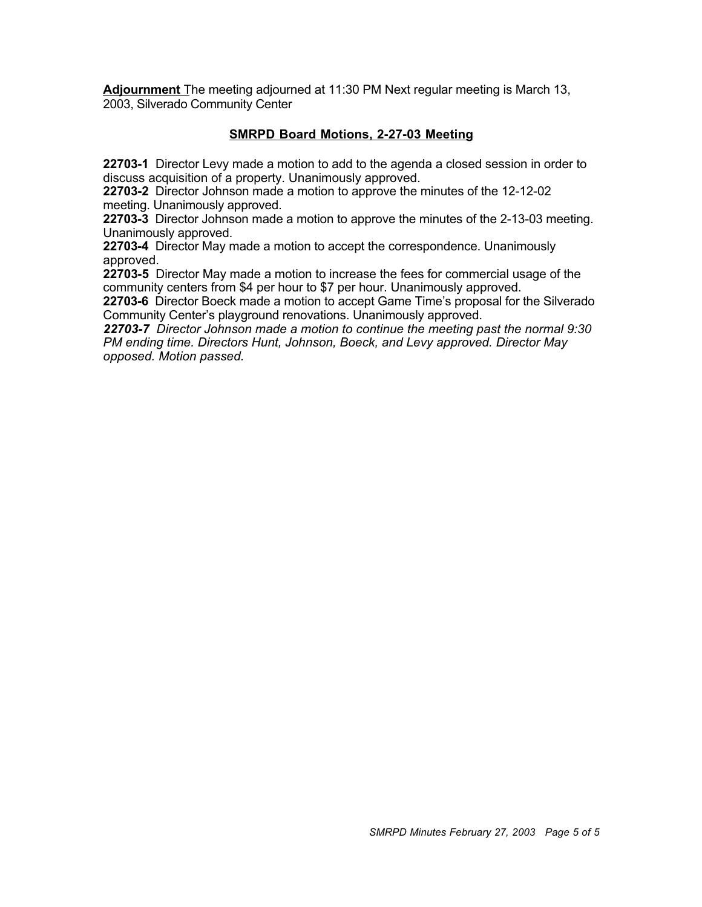**Adjournment** The meeting adjourned at 11:30 PM Next regular meeting is March 13, 2003, Silverado Community Center

## SMRPD Board Motions, 2-27-03 Meeting

**22703-1** Director Levy made a motion to add to the agenda a closed session in order to discuss acquisition of a property. Unanimously approved.
**22703-2** Director Johnson made a motion to approve the minutes of the 12-12-02 meeting. Unanimously approved.
**22703-3** Director Johnson made a motion to approve the minutes of the 2-13-03 meeting. Unanimously approved.
**22703-4** Director May made a motion to accept the correspondence. Unanimously approved.
**22703-5** Director May made a motion to increase the fees for commercial usage of the community centers from $4 per hour to $7 per hour. Unanimously approved.
**22703-6** Director Boeck made a motion to accept Game Time's proposal for the Silverado Community Center's playground renovations. Unanimously approved.
***22703-7*** *Director Johnson made a motion to continue the meeting past the normal 9:30 PM ending time. Directors Hunt, Johnson, Boeck, and Levy approved. Director May opposed. Motion passed.*